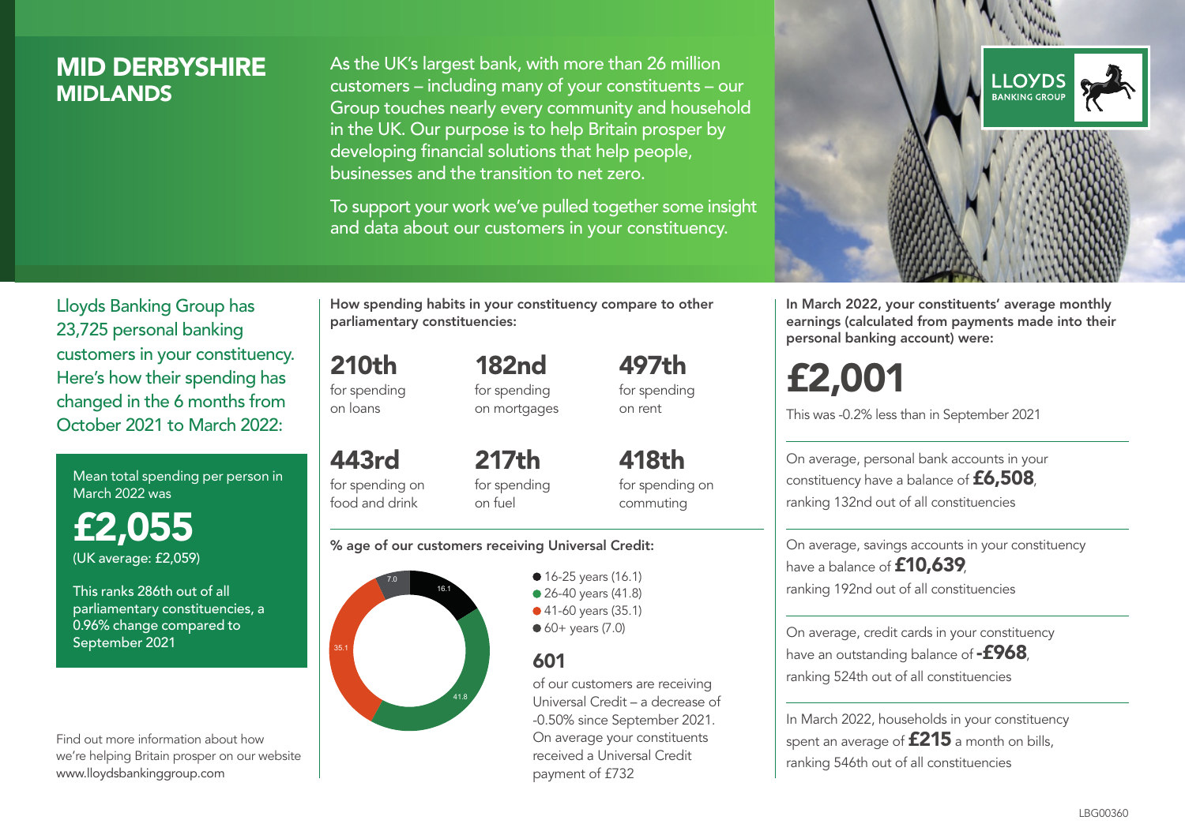# MID DERBYSHIRE
## MIDLANDS

As the UK's largest bank, with more than 26 million customers – including many of your constituents – our Group touches nearly every community and household in the UK. Our purpose is to help Britain prosper by developing financial solutions that help people, businesses and the transition to net zero.

To support your work we've pulled together some insight and data about our customers in your constituency.

LLOYDS BANKING GROUP

Lloyds Banking Group has 23,725 personal banking customers in your constituency. Here's how their spending has changed in the 6 months from October 2021 to March 2022:

Mean total spending per person in March 2022 was

**£2,055**
(UK average: £2,059)

This ranks 286th out of all parliamentary constituencies, a 0.96% change compared to September 2021

Find out more information about how we're helping Britain prosper on our website www.lloydsbankinggroup.com

**How spending habits in your constituency compare to other parliamentary constituencies:**

**210th** for spending on loans

**182nd** for spending on mortgages

**497th** for spending on rent

**443rd** for spending on food and drink

**217th** for spending on fuel

**418th** for spending on commuting

**% age of our customers receiving Universal Credit:**

- 16-25 years (16.1)
- 26-40 years (41.8)
- 41-60 years (35.1)
- 60+ years (7.0)

**601** of our customers are receiving Universal Credit – a decrease of -0.50% since September 2021. On average your constituents received a Universal Credit payment of £732

**In March 2022, your constituents' average monthly earnings (calculated from payments made into their personal banking account) were:**

**£2,001**

This was -0.2% less than in September 2021

On average, personal bank accounts in your constituency have a balance of **£6,508**, ranking 132nd out of all constituencies

On average, savings accounts in your constituency have a balance of **£10,639**, ranking 192nd out of all constituencies

On average, credit cards in your constituency have an outstanding balance of **-£968**, ranking 524th out of all constituencies

In March 2022, households in your constituency spent an average of **£215** a month on bills, ranking 546th out of all constituencies

LBG00360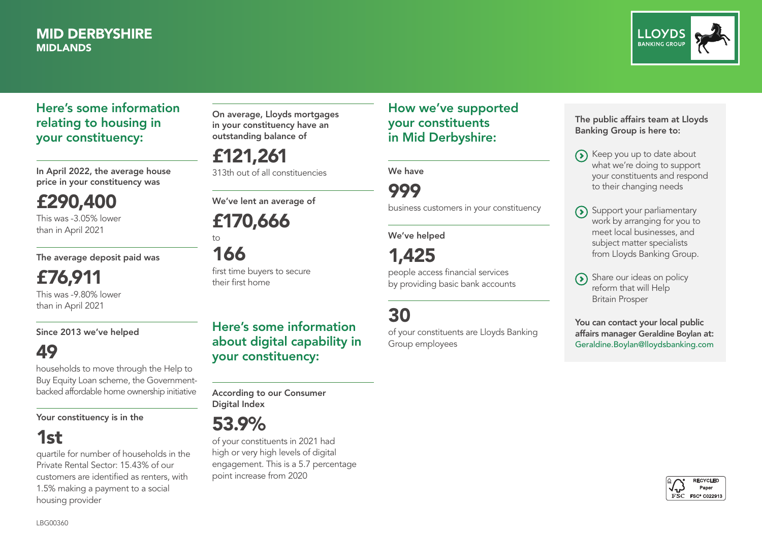# MID DERBYSHIRE
## MIDLANDS

## Here's some information relating to housing in your constituency:

**In April 2022, the average house price in your constituency was**

**£290,400**

This was -3.05% lower than in April 2021

**The average deposit paid was**

**£76,911**

This was -9.80% lower than in April 2021

**Since 2013 we've helped**

**49**

households to move through the Help to Buy Equity Loan scheme, the Government-backed affordable home ownership initiative

**Your constituency is in the**

**1st**

quartile for number of households in the Private Rental Sector: 15.43% of our customers are identified as renters, with 1.5% making a payment to a social housing provider

**On average, Lloyds mortgages in your constituency have an outstanding balance of**

**£121,261**

313th out of all constituencies

**We've lent an average of**

**£170,666**

to

**166**

first time buyers to secure their first home

## Here's some information about digital capability in your constituency:

**According to our Consumer Digital Index**

**53.9%**

of your constituents in 2021 had high or very high levels of digital engagement. This is a 5.7 percentage point increase from 2020

## How we've supported your constituents in Mid Derbyshire:

**We have**

**999**

business customers in your constituency

**We've helped**

**1,425**

people access financial services by providing basic bank accounts

**30**

of your constituents are Lloyds Banking Group employees

**The public affairs team at Lloyds Banking Group is here to:**

- Keep you up to date about what we're doing to support your constituents and respond to their changing needs
- Support your parliamentary work by arranging for you to meet local businesses, and subject matter specialists from Lloyds Banking Group.
- Share our ideas on policy reform that will Help Britain Prosper

**You can contact your local public affairs manager Geraldine Boylan at:**
Geraldine.Boylan@lloydsbanking.com

LBG00360